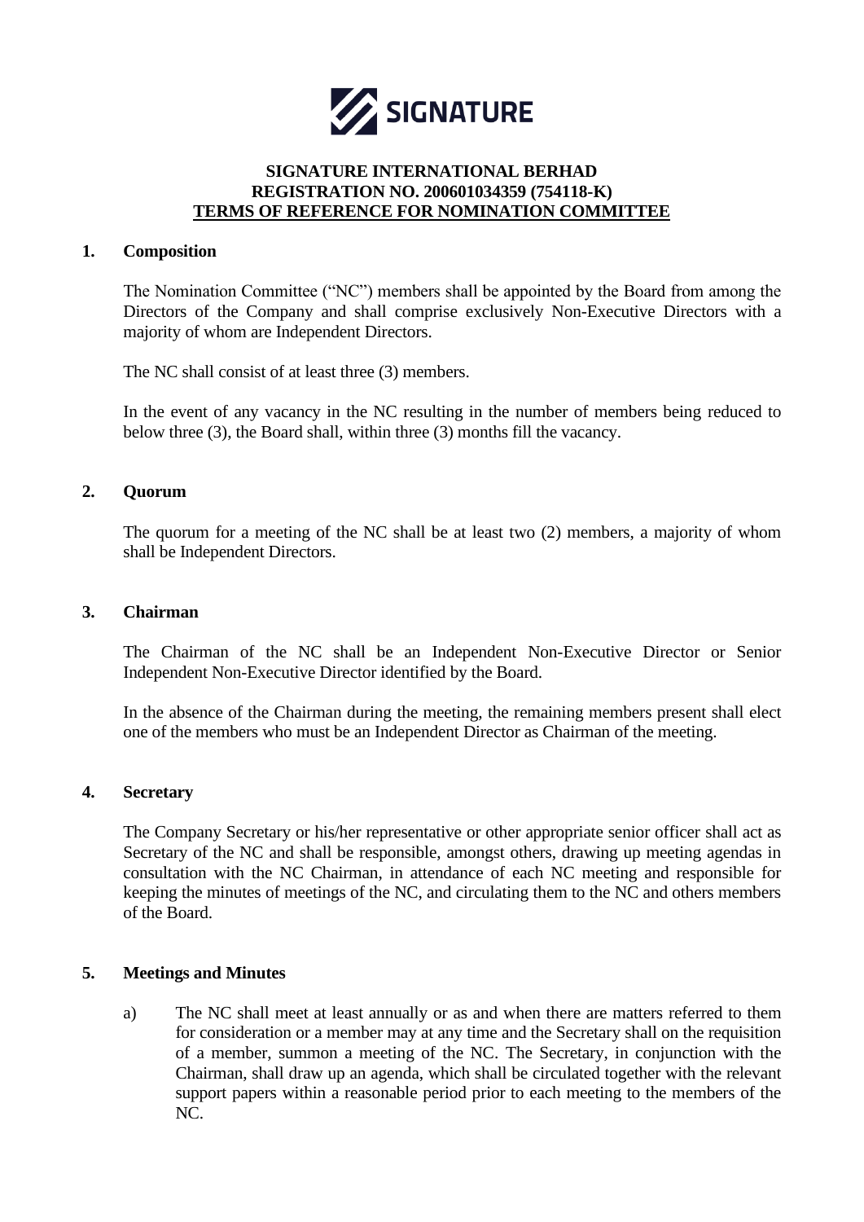**SIGNATURE INTERNATIONAL BERHAD**
**REGISTRATION NO. 200601034359 (754118-K)**
**TERMS OF REFERENCE FOR NOMINATION COMMITTEE**

## 1. Composition

The Nomination Committee ("NC") members shall be appointed by the Board from among the Directors of the Company and shall comprise exclusively Non-Executive Directors with a majority of whom are Independent Directors.

The NC shall consist of at least three (3) members.

In the event of any vacancy in the NC resulting in the number of members being reduced to below three (3), the Board shall, within three (3) months fill the vacancy.

## 2. Quorum

The quorum for a meeting of the NC shall be at least two (2) members, a majority of whom shall be Independent Directors.

## 3. Chairman

The Chairman of the NC shall be an Independent Non-Executive Director or Senior Independent Non-Executive Director identified by the Board.

In the absence of the Chairman during the meeting, the remaining members present shall elect one of the members who must be an Independent Director as Chairman of the meeting.

## 4. Secretary

The Company Secretary or his/her representative or other appropriate senior officer shall act as Secretary of the NC and shall be responsible, amongst others, drawing up meeting agendas in consultation with the NC Chairman, in attendance of each NC meeting and responsible for keeping the minutes of meetings of the NC, and circulating them to the NC and others members of the Board.

## 5. Meetings and Minutes

a) The NC shall meet at least annually or as and when there are matters referred to them for consideration or a member may at any time and the Secretary shall on the requisition of a member, summon a meeting of the NC. The Secretary, in conjunction with the Chairman, shall draw up an agenda, which shall be circulated together with the relevant support papers within a reasonable period prior to each meeting to the members of the NC.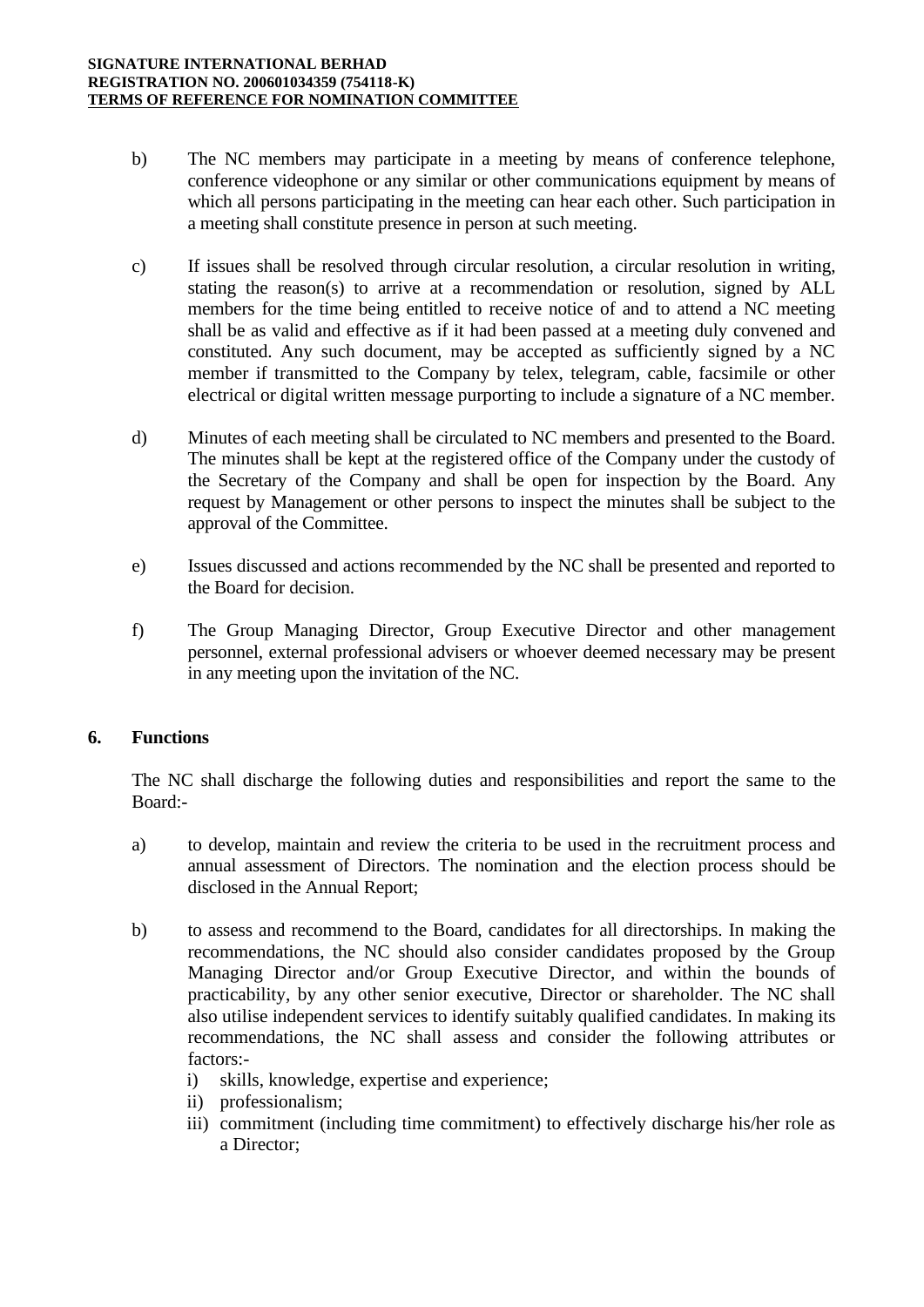b) The NC members may participate in a meeting by means of conference telephone, conference videophone or any similar or other communications equipment by means of which all persons participating in the meeting can hear each other. Such participation in a meeting shall constitute presence in person at such meeting.

c) If issues shall be resolved through circular resolution, a circular resolution in writing, stating the reason(s) to arrive at a recommendation or resolution, signed by ALL members for the time being entitled to receive notice of and to attend a NC meeting shall be as valid and effective as if it had been passed at a meeting duly convened and constituted. Any such document, may be accepted as sufficiently signed by a NC member if transmitted to the Company by telex, telegram, cable, facsimile or other electrical or digital written message purporting to include a signature of a NC member.

d) Minutes of each meeting shall be circulated to NC members and presented to the Board. The minutes shall be kept at the registered office of the Company under the custody of the Secretary of the Company and shall be open for inspection by the Board. Any request by Management or other persons to inspect the minutes shall be subject to the approval of the Committee.

e) Issues discussed and actions recommended by the NC shall be presented and reported to the Board for decision.

f) The Group Managing Director, Group Executive Director and other management personnel, external professional advisers or whoever deemed necessary may be present in any meeting upon the invitation of the NC.

## 6. Functions

The NC shall discharge the following duties and responsibilities and report the same to the Board:-

a) to develop, maintain and review the criteria to be used in the recruitment process and annual assessment of Directors. The nomination and the election process should be disclosed in the Annual Report;

b) to assess and recommend to the Board, candidates for all directorships. In making the recommendations, the NC should also consider candidates proposed by the Group Managing Director and/or Group Executive Director, and within the bounds of practicability, by any other senior executive, Director or shareholder. The NC shall also utilise independent services to identify suitably qualified candidates. In making its recommendations, the NC shall assess and consider the following attributes or factors:-
   i) skills, knowledge, expertise and experience;
   ii) professionalism;
   iii) commitment (including time commitment) to effectively discharge his/her role as a Director;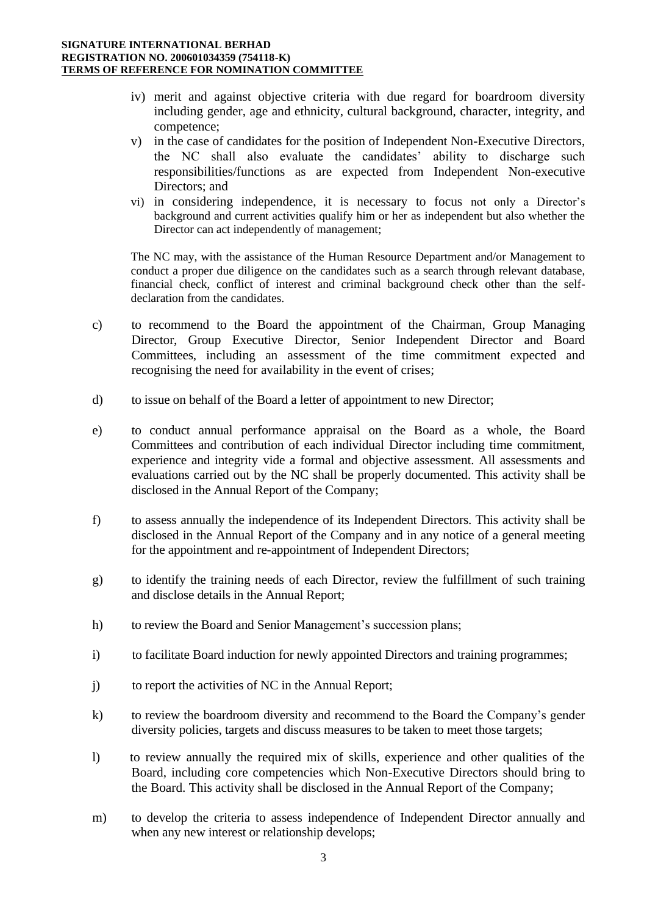iv) merit and against objective criteria with due regard for boardroom diversity including gender, age and ethnicity, cultural background, character, integrity, and competence;

v) in the case of candidates for the position of Independent Non-Executive Directors, the NC shall also evaluate the candidates' ability to discharge such responsibilities/functions as are expected from Independent Non-executive Directors; and

vi) in considering independence, it is necessary to focus not only a Director's background and current activities qualify him or her as independent but also whether the Director can act independently of management;

The NC may, with the assistance of the Human Resource Department and/or Management to conduct a proper due diligence on the candidates such as a search through relevant database, financial check, conflict of interest and criminal background check other than the self-declaration from the candidates.

c) to recommend to the Board the appointment of the Chairman, Group Managing Director, Group Executive Director, Senior Independent Director and Board Committees, including an assessment of the time commitment expected and recognising the need for availability in the event of crises;

d) to issue on behalf of the Board a letter of appointment to new Director;

e) to conduct annual performance appraisal on the Board as a whole, the Board Committees and contribution of each individual Director including time commitment, experience and integrity vide a formal and objective assessment. All assessments and evaluations carried out by the NC shall be properly documented. This activity shall be disclosed in the Annual Report of the Company;

f) to assess annually the independence of its Independent Directors. This activity shall be disclosed in the Annual Report of the Company and in any notice of a general meeting for the appointment and re-appointment of Independent Directors;

g) to identify the training needs of each Director, review the fulfillment of such training and disclose details in the Annual Report;

h) to review the Board and Senior Management's succession plans;

i) to facilitate Board induction for newly appointed Directors and training programmes;

j) to report the activities of NC in the Annual Report;

k) to review the boardroom diversity and recommend to the Board the Company's gender diversity policies, targets and discuss measures to be taken to meet those targets;

l) to review annually the required mix of skills, experience and other qualities of the Board, including core competencies which Non-Executive Directors should bring to the Board. This activity shall be disclosed in the Annual Report of the Company;

m) to develop the criteria to assess independence of Independent Director annually and when any new interest or relationship develops;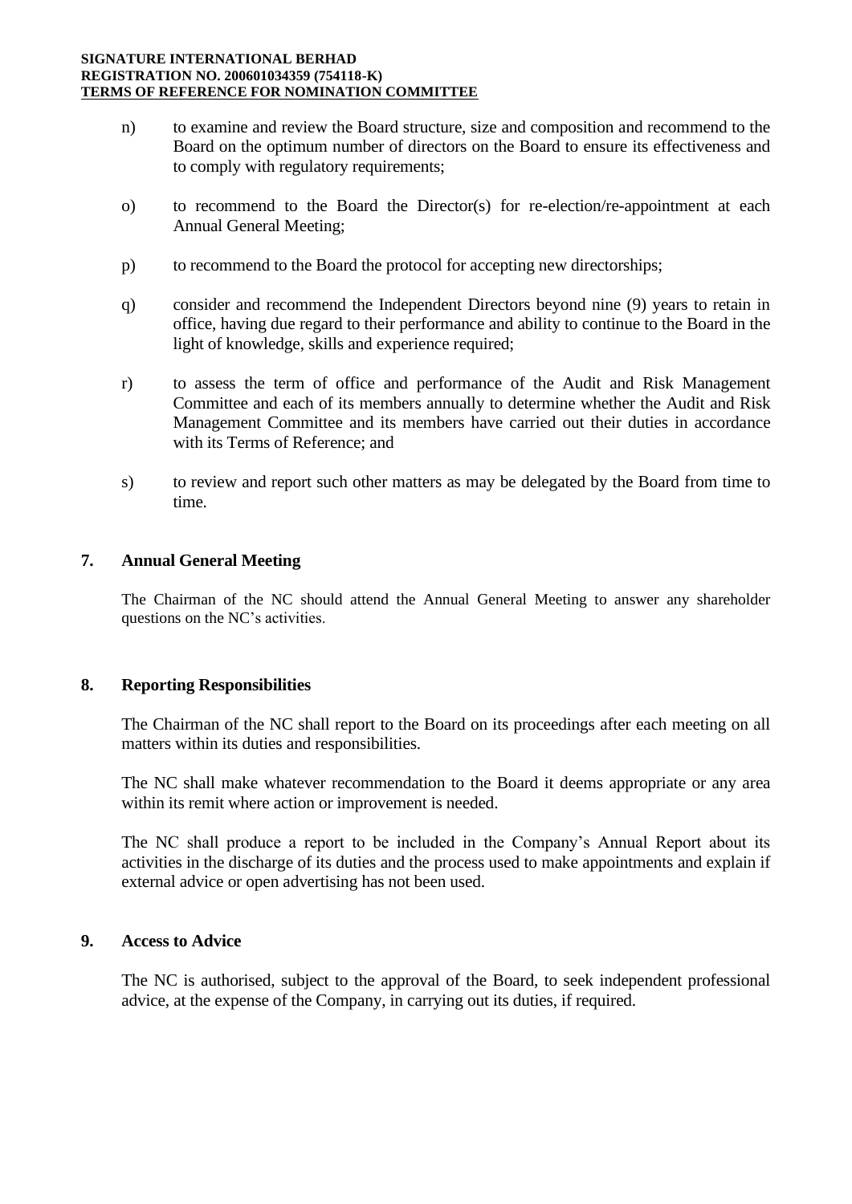n) to examine and review the Board structure, size and composition and recommend to the Board on the optimum number of directors on the Board to ensure its effectiveness and to comply with regulatory requirements;

o) to recommend to the Board the Director(s) for re-election/re-appointment at each Annual General Meeting;

p) to recommend to the Board the protocol for accepting new directorships;

q) consider and recommend the Independent Directors beyond nine (9) years to retain in office, having due regard to their performance and ability to continue to the Board in the light of knowledge, skills and experience required;

r) to assess the term of office and performance of the Audit and Risk Management Committee and each of its members annually to determine whether the Audit and Risk Management Committee and its members have carried out their duties in accordance with its Terms of Reference; and

s) to review and report such other matters as may be delegated by the Board from time to time.

## 7. Annual General Meeting

The Chairman of the NC should attend the Annual General Meeting to answer any shareholder questions on the NC's activities.

## 8. Reporting Responsibilities

The Chairman of the NC shall report to the Board on its proceedings after each meeting on all matters within its duties and responsibilities.

The NC shall make whatever recommendation to the Board it deems appropriate or any area within its remit where action or improvement is needed.

The NC shall produce a report to be included in the Company's Annual Report about its activities in the discharge of its duties and the process used to make appointments and explain if external advice or open advertising has not been used.

## 9. Access to Advice

The NC is authorised, subject to the approval of the Board, to seek independent professional advice, at the expense of the Company, in carrying out its duties, if required.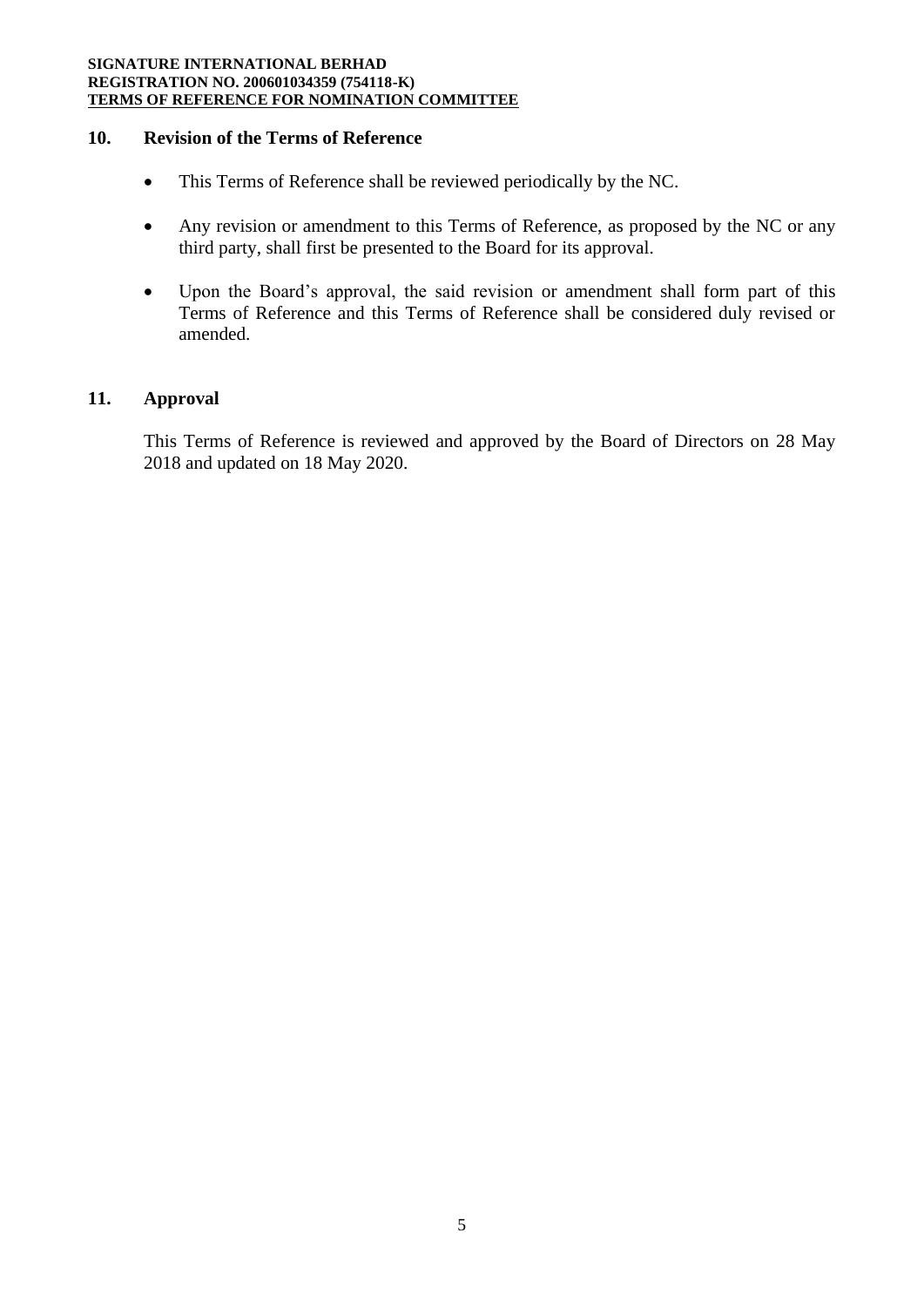## 10. Revision of the Terms of Reference

- This Terms of Reference shall be reviewed periodically by the NC.
- Any revision or amendment to this Terms of Reference, as proposed by the NC or any third party, shall first be presented to the Board for its approval.
- Upon the Board's approval, the said revision or amendment shall form part of this Terms of Reference and this Terms of Reference shall be considered duly revised or amended.

## 11. Approval

This Terms of Reference is reviewed and approved by the Board of Directors on 28 May 2018 and updated on 18 May 2020.